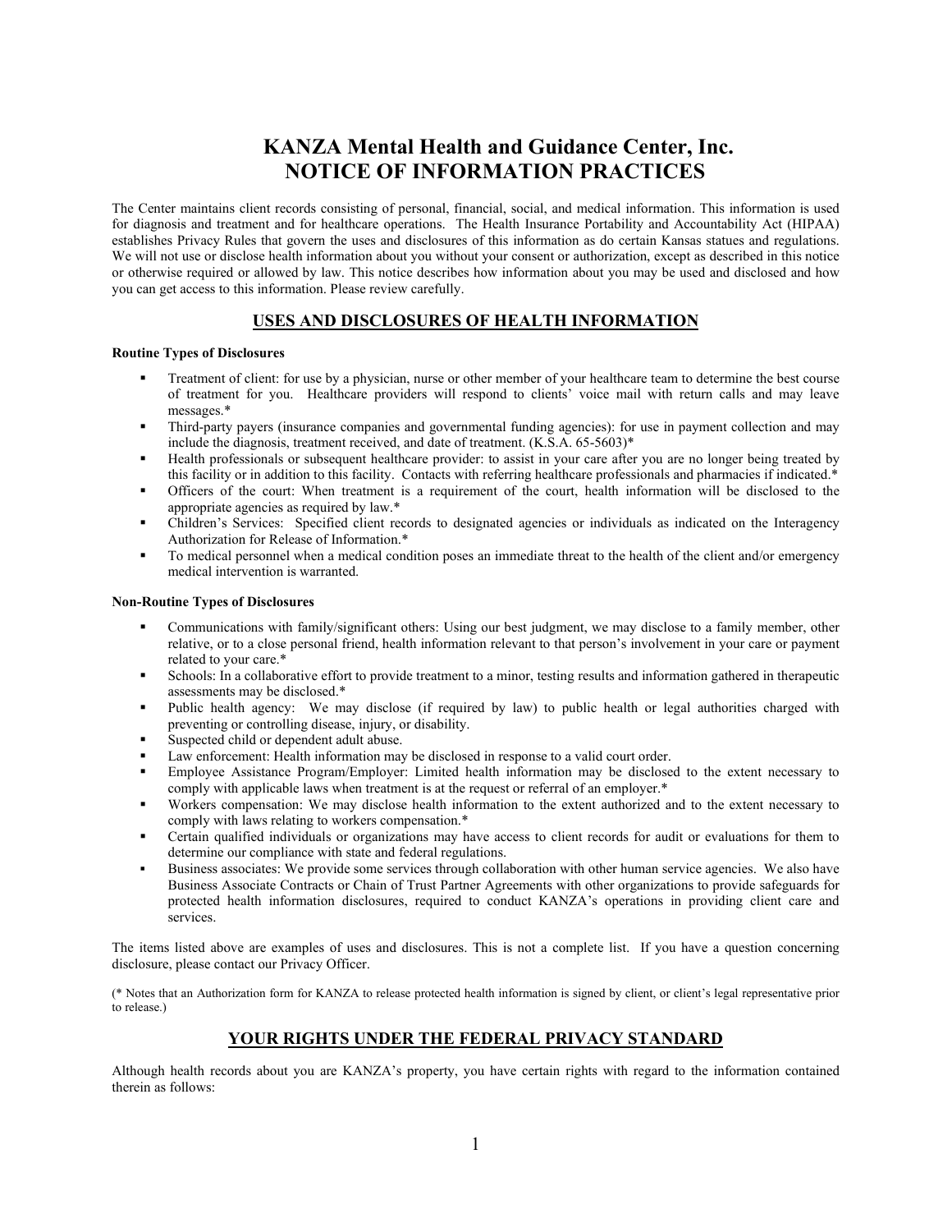# KANZA Mental Health and Guidance Center, Inc.
# NOTICE OF INFORMATION PRACTICES

The Center maintains client records consisting of personal, financial, social, and medical information. This information is used for diagnosis and treatment and for healthcare operations. The Health Insurance Portability and Accountability Act (HIPAA) establishes Privacy Rules that govern the uses and disclosures of this information as do certain Kansas statues and regulations. We will not use or disclose health information about you without your consent or authorization, except as described in this notice or otherwise required or allowed by law. This notice describes how information about you may be used and disclosed and how you can get access to this information. Please review carefully.

## USES AND DISCLOSURES OF HEALTH INFORMATION

**Routine Types of Disclosures**

- Treatment of client: for use by a physician, nurse or other member of your healthcare team to determine the best course of treatment for you. Healthcare providers will respond to clients' voice mail with return calls and may leave messages.*
- Third-party payers (insurance companies and governmental funding agencies): for use in payment collection and may include the diagnosis, treatment received, and date of treatment. (K.S.A. 65-5603)*
- Health professionals or subsequent healthcare provider: to assist in your care after you are no longer being treated by this facility or in addition to this facility. Contacts with referring healthcare professionals and pharmacies if indicated.*
- Officers of the court: When treatment is a requirement of the court, health information will be disclosed to the appropriate agencies as required by law.*
- Children's Services: Specified client records to designated agencies or individuals as indicated on the Interagency Authorization for Release of Information.*
- To medical personnel when a medical condition poses an immediate threat to the health of the client and/or emergency medical intervention is warranted.

**Non-Routine Types of Disclosures**

- Communications with family/significant others: Using our best judgment, we may disclose to a family member, other relative, or to a close personal friend, health information relevant to that person's involvement in your care or payment related to your care.*
- Schools: In a collaborative effort to provide treatment to a minor, testing results and information gathered in therapeutic assessments may be disclosed.*
- Public health agency: We may disclose (if required by law) to public health or legal authorities charged with preventing or controlling disease, injury, or disability.
- Suspected child or dependent adult abuse.
- Law enforcement: Health information may be disclosed in response to a valid court order.
- Employee Assistance Program/Employer: Limited health information may be disclosed to the extent necessary to comply with applicable laws when treatment is at the request or referral of an employer.*
- Workers compensation: We may disclose health information to the extent authorized and to the extent necessary to comply with laws relating to workers compensation.*
- Certain qualified individuals or organizations may have access to client records for audit or evaluations for them to determine our compliance with state and federal regulations.
- Business associates: We provide some services through collaboration with other human service agencies. We also have Business Associate Contracts or Chain of Trust Partner Agreements with other organizations to provide safeguards for protected health information disclosures, required to conduct KANZA's operations in providing client care and services.

The items listed above are examples of uses and disclosures. This is not a complete list. If you have a question concerning disclosure, please contact our Privacy Officer.

(* Notes that an Authorization form for KANZA to release protected health information is signed by client, or client's legal representative prior to release.)

## YOUR RIGHTS UNDER THE FEDERAL PRIVACY STANDARD

Although health records about you are KANZA's property, you have certain rights with regard to the information contained therein as follows: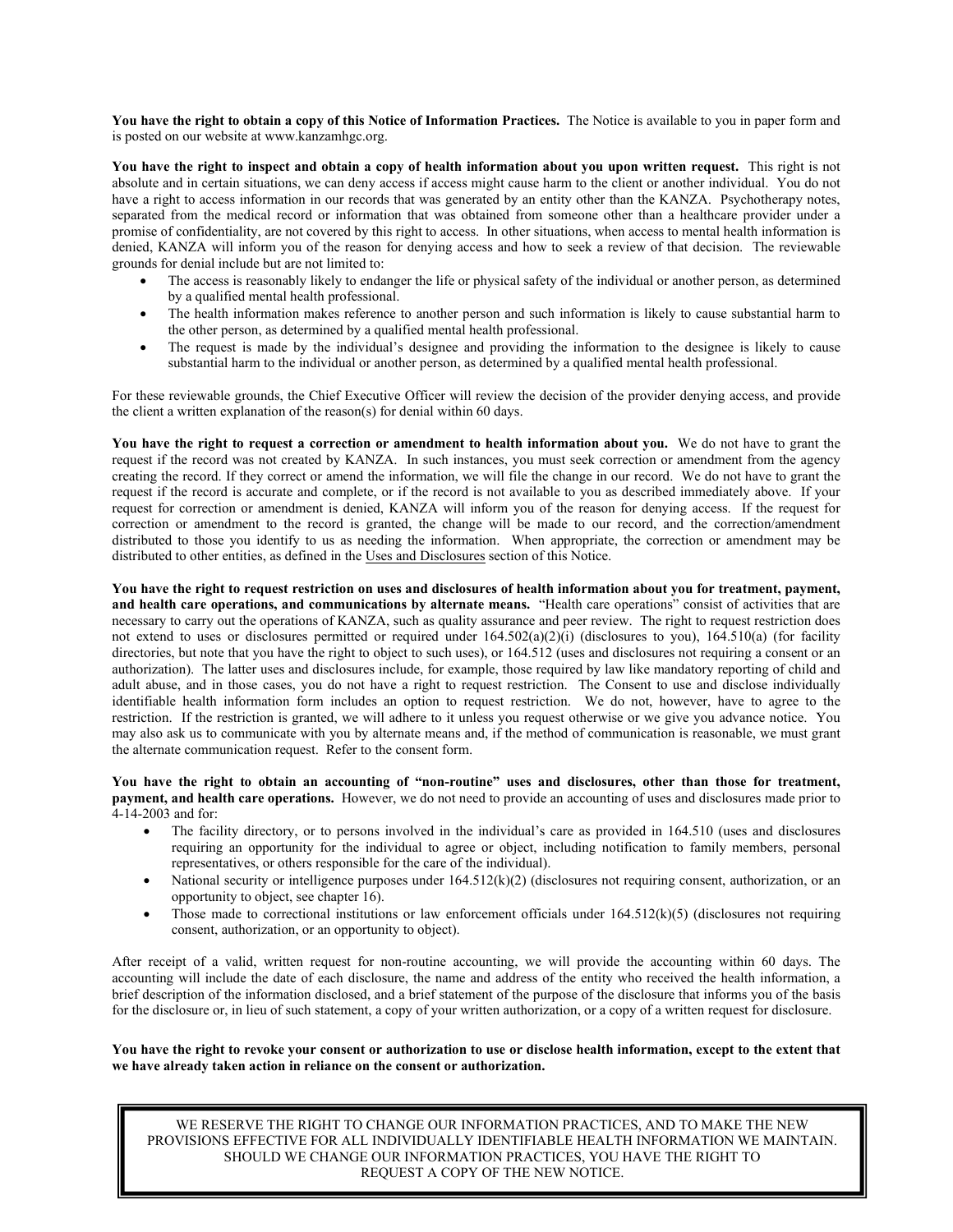**You have the right to obtain a copy of this Notice of Information Practices.** The Notice is available to you in paper form and is posted on our website at www.kanzamhgc.org.

**You have the right to inspect and obtain a copy of health information about you upon written request.** This right is not absolute and in certain situations, we can deny access if access might cause harm to the client or another individual. You do not have a right to access information in our records that was generated by an entity other than the KANZA. Psychotherapy notes, separated from the medical record or information that was obtained from someone other than a healthcare provider under a promise of confidentiality, are not covered by this right to access. In other situations, when access to mental health information is denied, KANZA will inform you of the reason for denying access and how to seek a review of that decision. The reviewable grounds for denial include but are not limited to:

- The access is reasonably likely to endanger the life or physical safety of the individual or another person, as determined by a qualified mental health professional.
- The health information makes reference to another person and such information is likely to cause substantial harm to the other person, as determined by a qualified mental health professional.
- The request is made by the individual's designee and providing the information to the designee is likely to cause substantial harm to the individual or another person, as determined by a qualified mental health professional.

For these reviewable grounds, the Chief Executive Officer will review the decision of the provider denying access, and provide the client a written explanation of the reason(s) for denial within 60 days.

**You have the right to request a correction or amendment to health information about you.** We do not have to grant the request if the record was not created by KANZA. In such instances, you must seek correction or amendment from the agency creating the record. If they correct or amend the information, we will file the change in our record. We do not have to grant the request if the record is accurate and complete, or if the record is not available to you as described immediately above. If your request for correction or amendment is denied, KANZA will inform you of the reason for denying access. If the request for correction or amendment to the record is granted, the change will be made to our record, and the correction/amendment distributed to those you identify to us as needing the information. When appropriate, the correction or amendment may be distributed to other entities, as defined in the Uses and Disclosures section of this Notice.

**You have the right to request restriction on uses and disclosures of health information about you for treatment, payment, and health care operations, and communications by alternate means.** "Health care operations" consist of activities that are necessary to carry out the operations of KANZA, such as quality assurance and peer review. The right to request restriction does not extend to uses or disclosures permitted or required under 164.502(a)(2)(i) (disclosures to you), 164.510(a) (for facility directories, but note that you have the right to object to such uses), or 164.512 (uses and disclosures not requiring a consent or an authorization). The latter uses and disclosures include, for example, those required by law like mandatory reporting of child and adult abuse, and in those cases, you do not have a right to request restriction. The Consent to use and disclose individually identifiable health information form includes an option to request restriction. We do not, however, have to agree to the restriction. If the restriction is granted, we will adhere to it unless you request otherwise or we give you advance notice. You may also ask us to communicate with you by alternate means and, if the method of communication is reasonable, we must grant the alternate communication request. Refer to the consent form.

**You have the right to obtain an accounting of "non-routine" uses and disclosures, other than those for treatment, payment, and health care operations.** However, we do not need to provide an accounting of uses and disclosures made prior to 4-14-2003 and for:

- The facility directory, or to persons involved in the individual's care as provided in 164.510 (uses and disclosures requiring an opportunity for the individual to agree or object, including notification to family members, personal representatives, or others responsible for the care of the individual).
- National security or intelligence purposes under 164.512(k)(2) (disclosures not requiring consent, authorization, or an opportunity to object, see chapter 16).
- Those made to correctional institutions or law enforcement officials under 164.512(k)(5) (disclosures not requiring consent, authorization, or an opportunity to object).

After receipt of a valid, written request for non-routine accounting, we will provide the accounting within 60 days. The accounting will include the date of each disclosure, the name and address of the entity who received the health information, a brief description of the information disclosed, and a brief statement of the purpose of the disclosure that informs you of the basis for the disclosure or, in lieu of such statement, a copy of your written authorization, or a copy of a written request for disclosure.

**You have the right to revoke your consent or authorization to use or disclose health information, except to the extent that we have already taken action in reliance on the consent or authorization.**

WE RESERVE THE RIGHT TO CHANGE OUR INFORMATION PRACTICES, AND TO MAKE THE NEW PROVISIONS EFFECTIVE FOR ALL INDIVIDUALLY IDENTIFIABLE HEALTH INFORMATION WE MAINTAIN. SHOULD WE CHANGE OUR INFORMATION PRACTICES, YOU HAVE THE RIGHT TO REQUEST A COPY OF THE NEW NOTICE.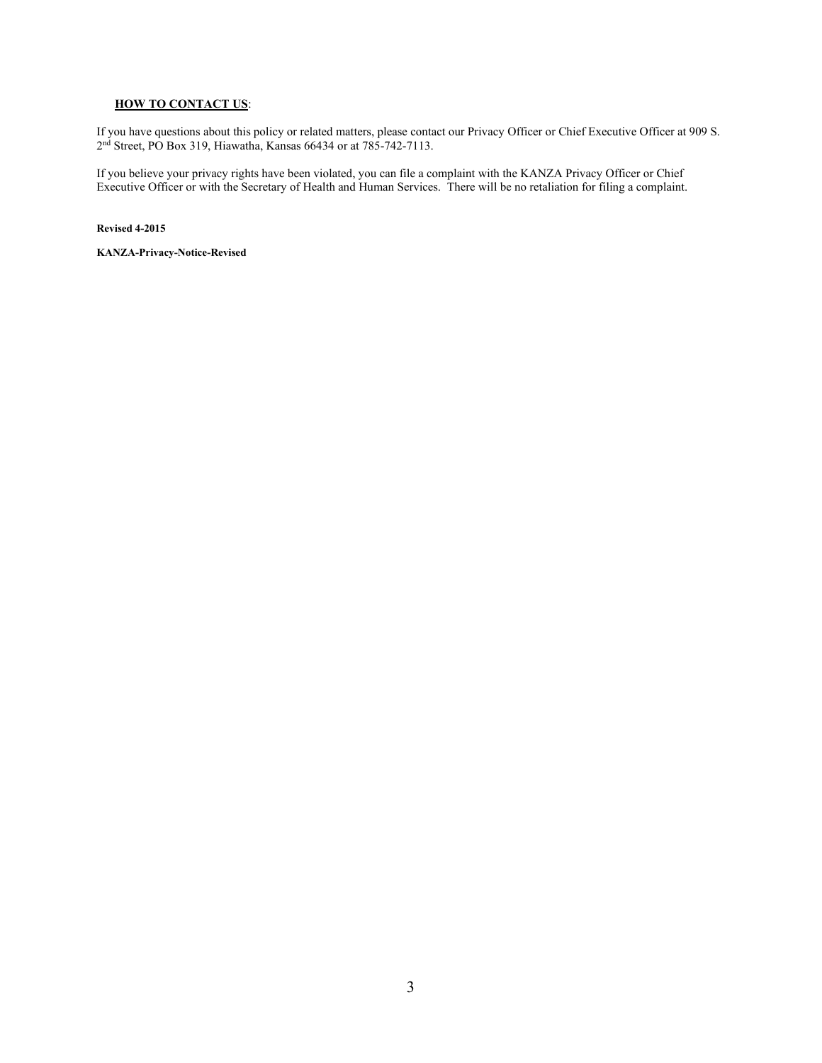**<u>HOW TO CONTACT US</u>**:

If you have questions about this policy or related matters, please contact our Privacy Officer or Chief Executive Officer at 909 S. 2nd Street, PO Box 319, Hiawatha, Kansas 66434 or at 785-742-7113.

If you believe your privacy rights have been violated, you can file a complaint with the KANZA Privacy Officer or Chief Executive Officer or with the Secretary of Health and Human Services. There will be no retaliation for filing a complaint.

**Revised 4-2015**

**KANZA-Privacy-Notice-Revised**